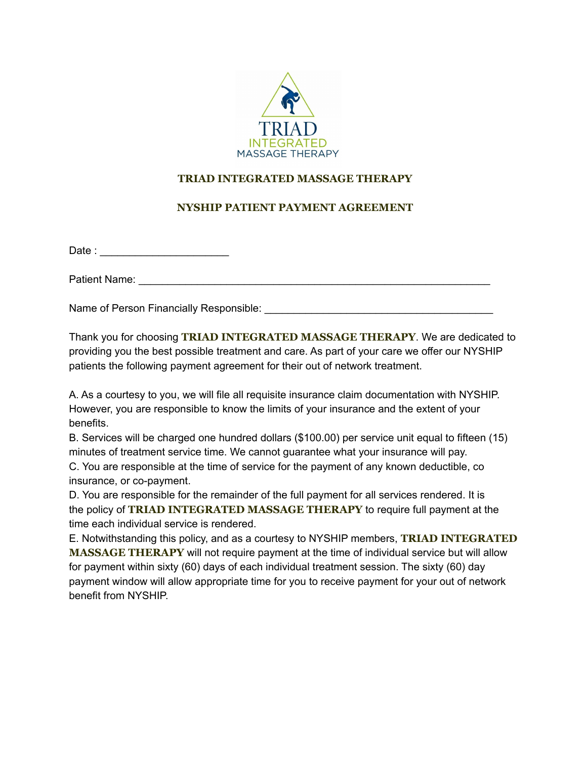TRIAD
INTEGRATED
MASSAGE THERAPY

# TRIAD INTEGRATED MASSAGE THERAPY

## NYSHIP PATIENT PAYMENT AGREEMENT

Date : ______________________

Patient Name: ____________________________________________________________

Name of Person Financially Responsible: _______________________________________

Thank you for choosing **TRIAD INTEGRATED MASSAGE THERAPY**. We are dedicated to providing you the best possible treatment and care. As part of your care we offer our NYSHIP patients the following payment agreement for their out of network treatment.

A. As a courtesy to you, we will file all requisite insurance claim documentation with NYSHIP. However, you are responsible to know the limits of your insurance and the extent of your benefits.

B. Services will be charged one hundred dollars ($100.00) per service unit equal to fifteen (15) minutes of treatment service time. We cannot guarantee what your insurance will pay.

C. You are responsible at the time of service for the payment of any known deductible, co insurance, or co-payment.

D. You are responsible for the remainder of the full payment for all services rendered. It is the policy of **TRIAD INTEGRATED MASSAGE THERAPY** to require full payment at the time each individual service is rendered.

E. Notwithstanding this policy, and as a courtesy to NYSHIP members, **TRIAD INTEGRATED MASSAGE THERAPY** will not require payment at the time of individual service but will allow for payment within sixty (60) days of each individual treatment session. The sixty (60) day payment window will allow appropriate time for you to receive payment for your out of network benefit from NYSHIP.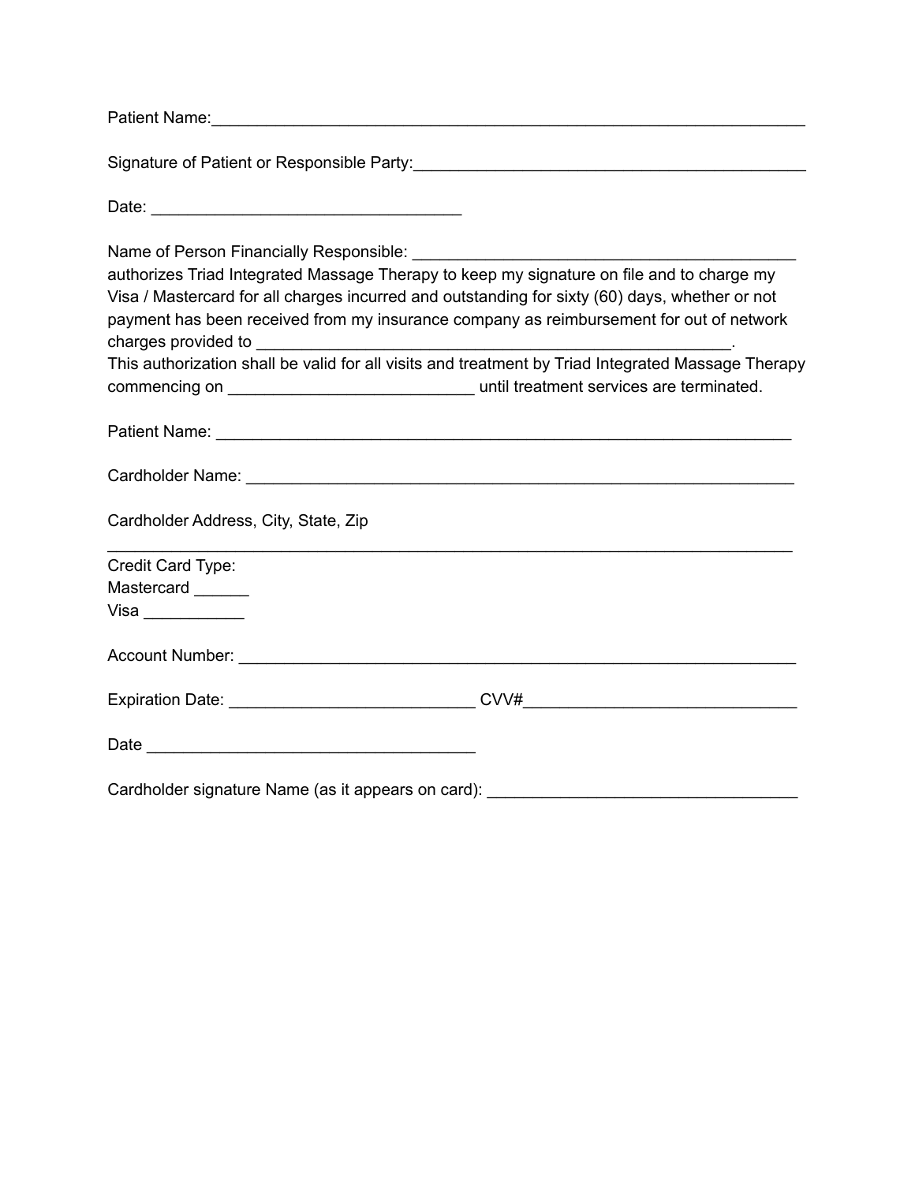Patient Name:___________________________________________________________________

Signature of Patient or Responsible Party:___________________________________________

Date: ___________________________________

Name of Person Financially Responsible: ___________________________________________ authorizes Triad Integrated Massage Therapy to keep my signature on file and to charge my Visa / Mastercard for all charges incurred and outstanding for sixty (60) days, whether or not payment has been received from my insurance company as reimbursement for out of network charges provided to ________________________________________________.
This authorization shall be valid for all visits and treatment by Triad Integrated Massage Therapy commencing on ___________________________ until treatment services are terminated.

Patient Name: _________________________________________________________________

Cardholder Name: ______________________________________________________________

Cardholder Address, City, State, Zip

____________________________________________________________________________

Credit Card Type:
Mastercard ______
Visa ___________

Account Number: _______________________________________________________________

Expiration Date: ___________________________ CVV#______________________________

Date ____________________________________

Cardholder signature Name (as it appears on card): __________________________________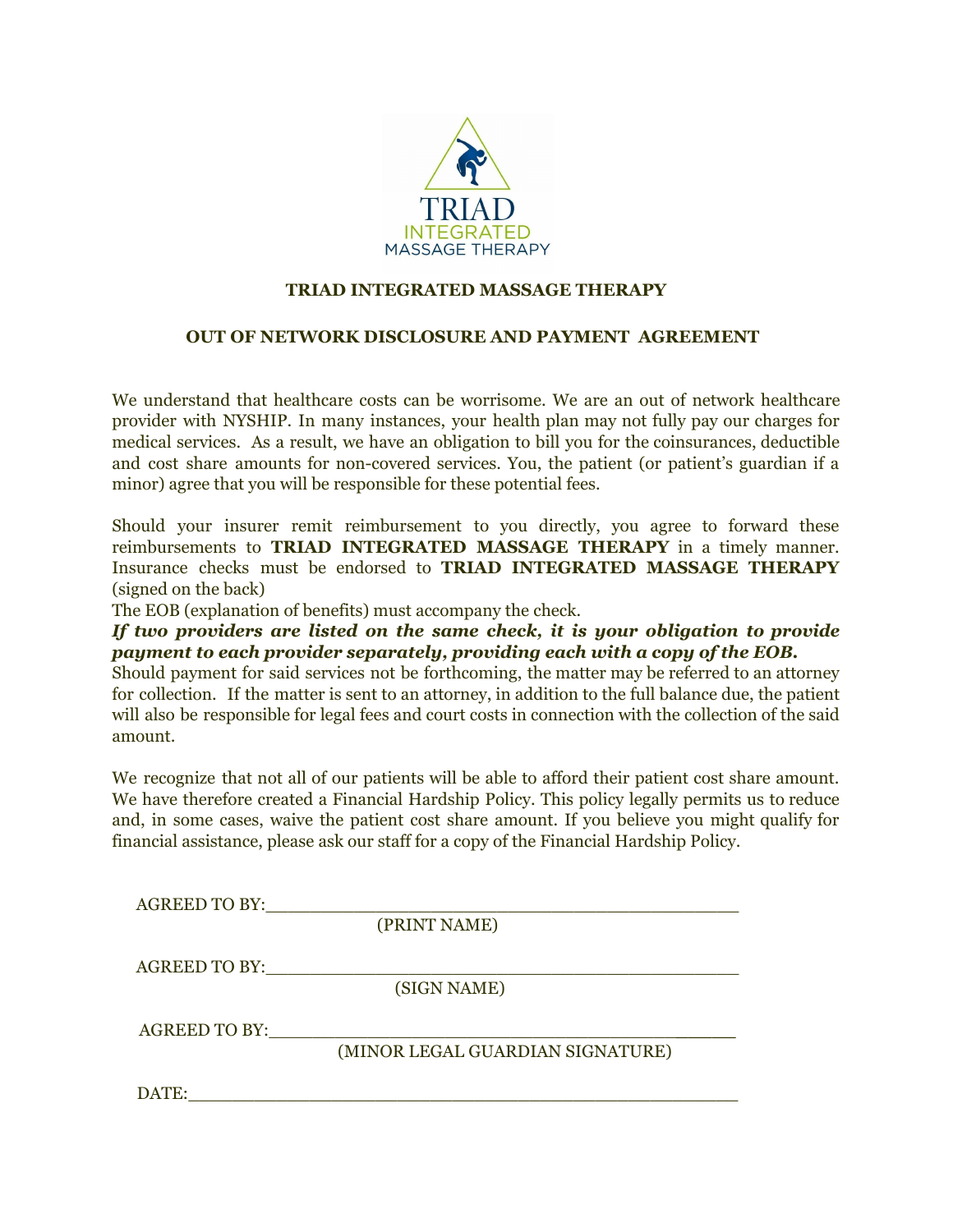TRIAD
INTEGRATED
MASSAGE THERAPY

## TRIAD INTEGRATED MASSAGE THERAPY

## OUT OF NETWORK DISCLOSURE AND PAYMENT AGREEMENT

We understand that healthcare costs can be worrisome. We are an out of network healthcare provider with NYSHIP. In many instances, your health plan may not fully pay our charges for medical services. As a result, we have an obligation to bill you for the coinsurances, deductible and cost share amounts for non-covered services. You, the patient (or patient's guardian if a minor) agree that you will be responsible for these potential fees.

Should your insurer remit reimbursement to you directly, you agree to forward these reimbursements to **TRIAD INTEGRATED MASSAGE THERAPY** in a timely manner. Insurance checks must be endorsed to **TRIAD INTEGRATED MASSAGE THERAPY** (signed on the back)

The EOB (explanation of benefits) must accompany the check.

***If two providers are listed on the same check, it is your obligation to provide payment to each provider separately, providing each with a copy of the EOB.***

Should payment for said services not be forthcoming, the matter may be referred to an attorney for collection. If the matter is sent to an attorney, in addition to the full balance due, the patient will also be responsible for legal fees and court costs in connection with the collection of the said amount.

We recognize that not all of our patients will be able to afford their patient cost share amount. We have therefore created a Financial Hardship Policy. This policy legally permits us to reduce and, in some cases, waive the patient cost share amount. If you believe you might qualify for financial assistance, please ask our staff for a copy of the Financial Hardship Policy.

AGREED TO BY:_____________________________________________
(PRINT NAME)

AGREED TO BY:_____________________________________________
(SIGN NAME)

AGREED TO BY:_____________________________________________
(MINOR LEGAL GUARDIAN SIGNATURE)

DATE:_____________________________________________________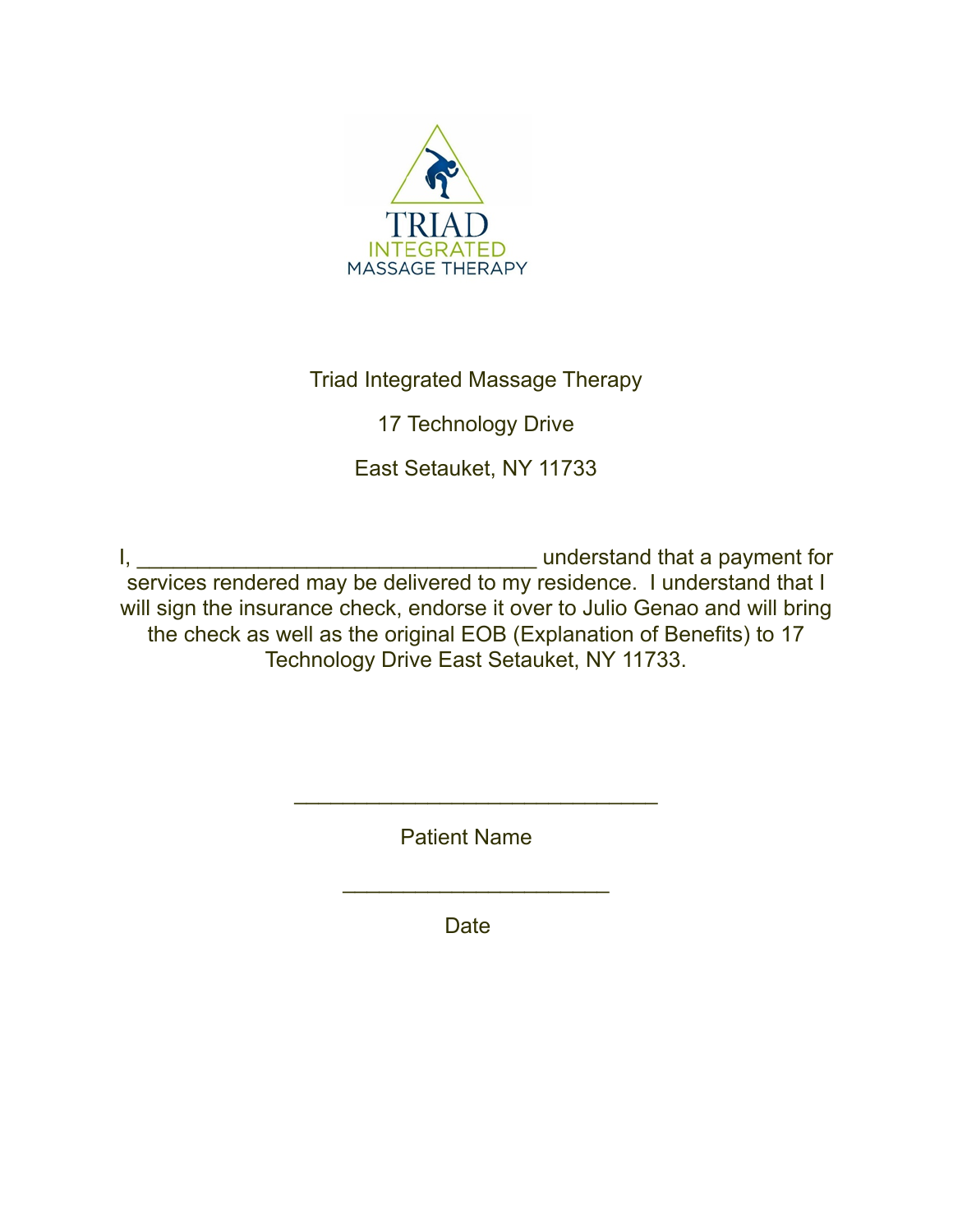TRIAD
INTEGRATED
MASSAGE THERAPY

Triad Integrated Massage Therapy

17 Technology Drive

East Setauket, NY 11733

I, __________________________________ understand that a payment for services rendered may be delivered to my residence. I understand that I will sign the insurance check, endorse it over to Julio Genao and will bring the check as well as the original EOB (Explanation of Benefits) to 17 Technology Drive East Setauket, NY 11733.

______________________________

Patient Name

______________________

Date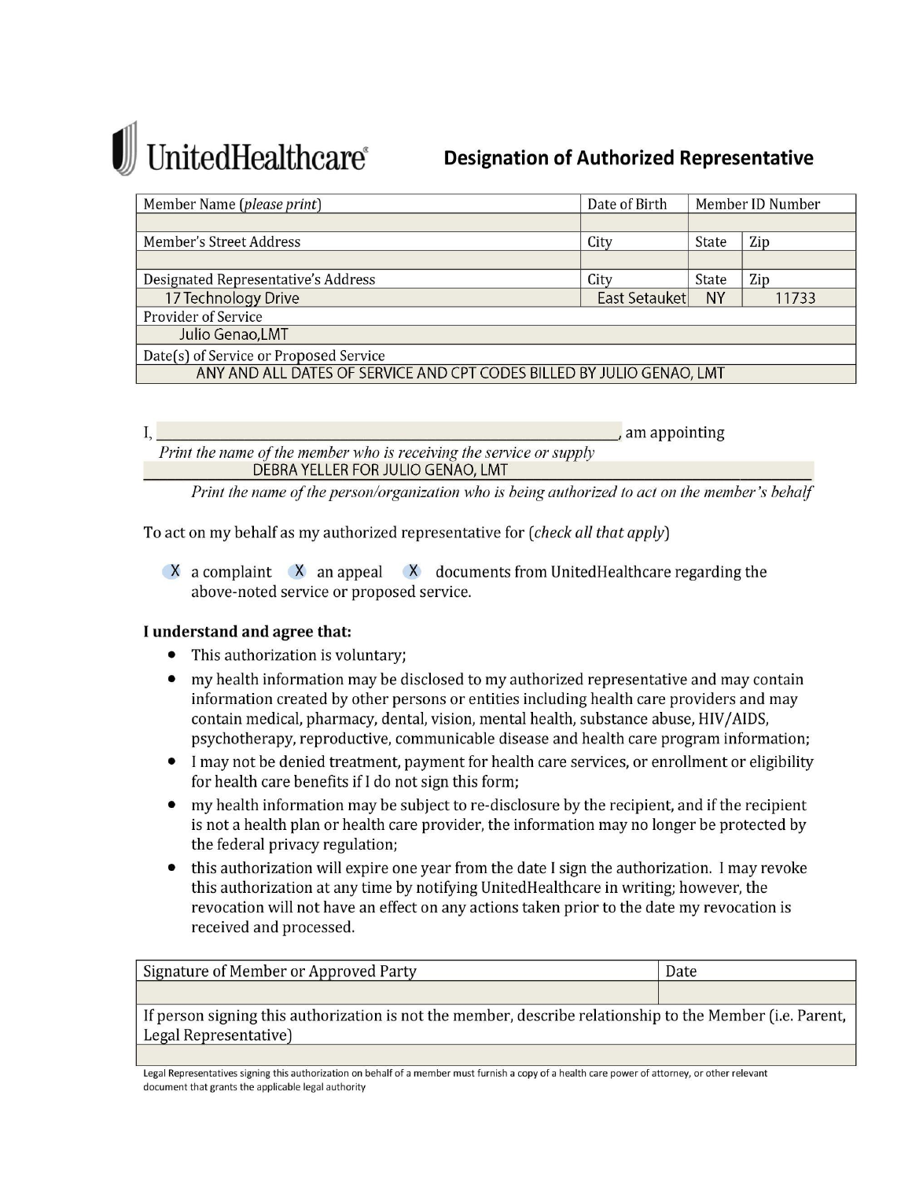# UnitedHealthcare

## Designation of Authorized Representative

| Member Name (*please print*) | Date of Birth | Member ID Number | |
|---|---|---|---|
| | | | |
| Member's Street Address | City | State | Zip |
| | | | |
| Designated Representative's Address | City | State | Zip |
| 17 Technology Drive | East Setauket | NY | 11733 |
| Provider of Service | | | |
| Julio Genao,LMT | | | |
| Date(s) of Service or Proposed Service | | | |
| ANY AND ALL DATES OF SERVICE AND CPT CODES BILLED BY JULIO GENAO, LMT | | | |

I, ______________________________, am appointing
*Print the name of the member who is receiving the service or supply*

DEBRA YELLER FOR JULIO GENAO, LMT
*Print the name of the person/organization who is being authorized to act on the member's behalf*

To act on my behalf as my authorized representative for (*check all that apply*)

X a complaint  X an appeal  X documents from UnitedHealthcare regarding the above-noted service or proposed service.

**I understand and agree that:**

- This authorization is voluntary;
- my health information may be disclosed to my authorized representative and may contain information created by other persons or entities including health care providers and may contain medical, pharmacy, dental, vision, mental health, substance abuse, HIV/AIDS, psychotherapy, reproductive, communicable disease and health care program information;
- I may not be denied treatment, payment for health care services, or enrollment or eligibility for health care benefits if I do not sign this form;
- my health information may be subject to re-disclosure by the recipient, and if the recipient is not a health plan or health care provider, the information may no longer be protected by the federal privacy regulation;
- this authorization will expire one year from the date I sign the authorization. I may revoke this authorization at any time by notifying UnitedHealthcare in writing; however, the revocation will not have an effect on any actions taken prior to the date my revocation is received and processed.

| Signature of Member or Approved Party | Date |
|---|---|
| | |
| If person signing this authorization is not the member, describe relationship to the Member (i.e. Parent, Legal Representative) | |
| | |

Legal Representatives signing this authorization on behalf of a member must furnish a copy of a health care power of attorney, or other relevant document that grants the applicable legal authority